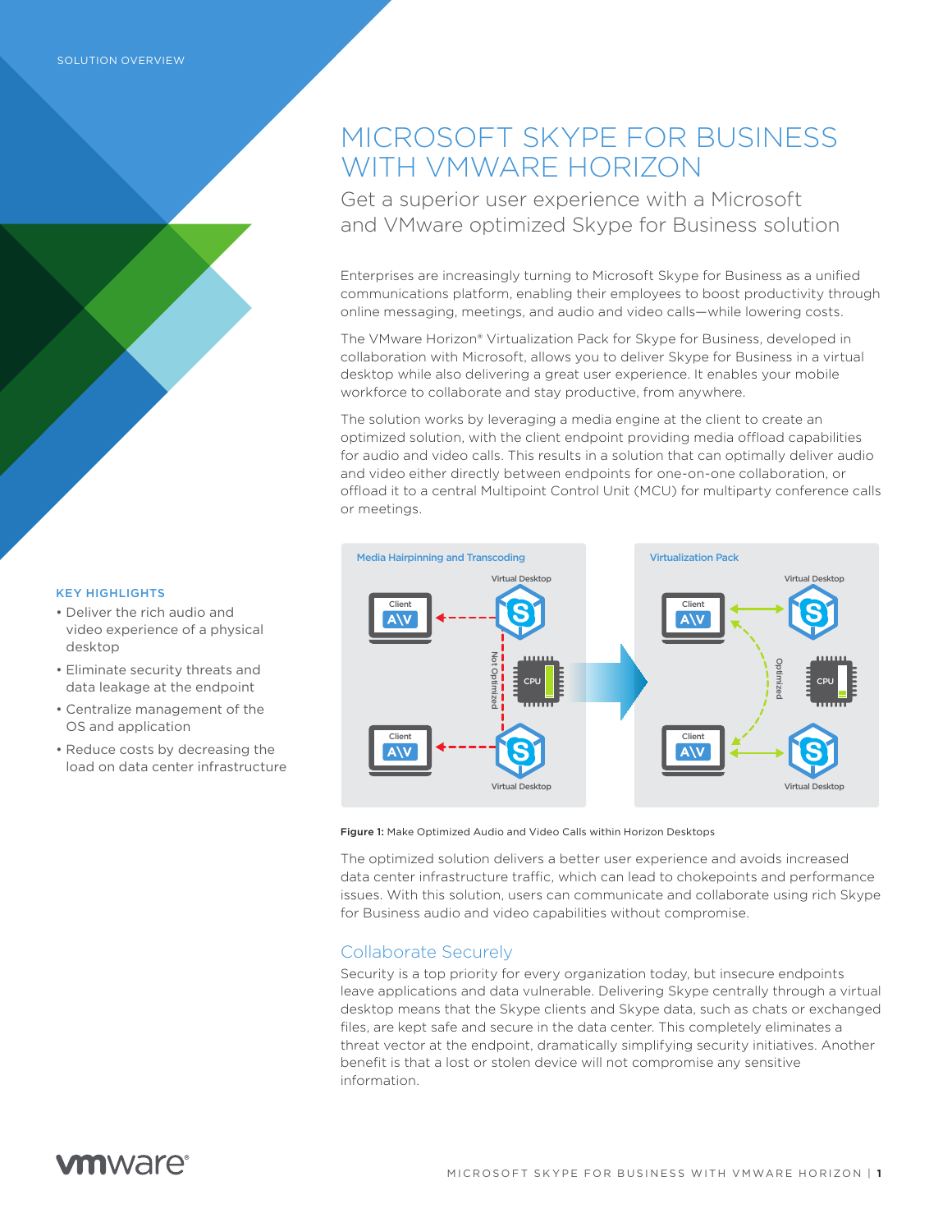SOLUTION OVERVIEW

# MICROSOFT SKYPE FOR BUSINESS WITH VMWARE HORIZON

## Get a superior user experience with a Microsoft and VMware optimized Skype for Business solution

Enterprises are increasingly turning to Microsoft Skype for Business as a unified communications platform, enabling their employees to boost productivity through online messaging, meetings, and audio and video calls—while lowering costs.

The VMware Horizon® Virtualization Pack for Skype for Business, developed in collaboration with Microsoft, allows you to deliver Skype for Business in a virtual desktop while also delivering a great user experience. It enables your mobile workforce to collaborate and stay productive, from anywhere.

The solution works by leveraging a media engine at the client to create an optimized solution, with the client endpoint providing media offload capabilities for audio and video calls. This results in a solution that can optimally deliver audio and video either directly between endpoints for one-on-one collaboration, or offload it to a central Multipoint Control Unit (MCU) for multiparty conference calls or meetings.

### KEY HIGHLIGHTS

- Deliver the rich audio and video experience of a physical desktop
- Eliminate security threats and data leakage at the endpoint
- Centralize management of the OS and application
- Reduce costs by decreasing the load on data center infrastructure

**Figure 1:** Make Optimized Audio and Video Calls within Horizon Desktops

The optimized solution delivers a better user experience and avoids increased data center infrastructure traffic, which can lead to chokepoints and performance issues. With this solution, users can communicate and collaborate using rich Skype for Business audio and video capabilities without compromise.

## Collaborate Securely

Security is a top priority for every organization today, but insecure endpoints leave applications and data vulnerable. Delivering Skype centrally through a virtual desktop means that the Skype clients and Skype data, such as chats or exchanged files, are kept safe and secure in the data center. This completely eliminates a threat vector at the endpoint, dramatically simplifying security initiatives. Another benefit is that a lost or stolen device will not compromise any sensitive information.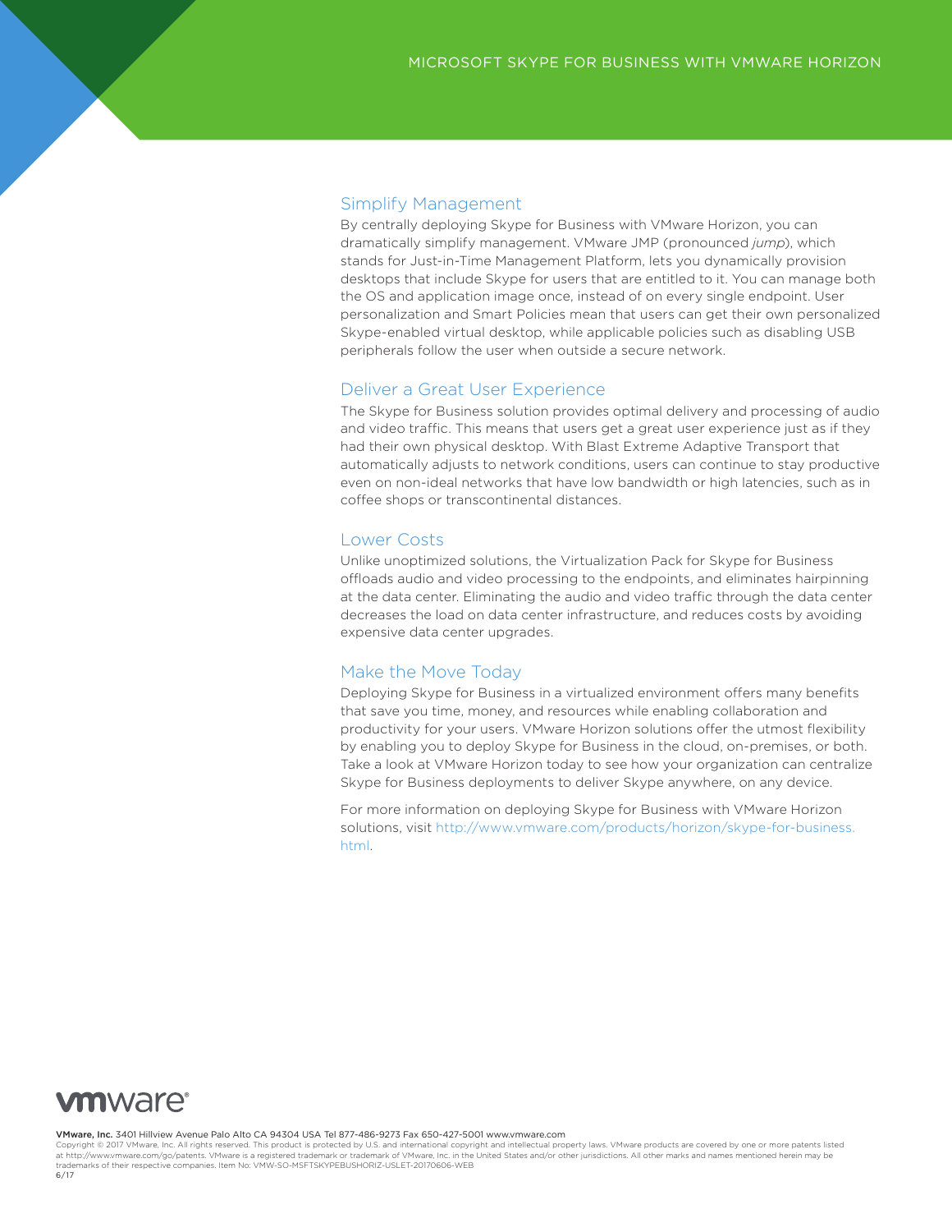## Simplify Management

By centrally deploying Skype for Business with VMware Horizon, you can dramatically simplify management. VMware JMP (pronounced *jump*), which stands for Just-in-Time Management Platform, lets you dynamically provision desktops that include Skype for users that are entitled to it. You can manage both the OS and application image once, instead of on every single endpoint. User personalization and Smart Policies mean that users can get their own personalized Skype-enabled virtual desktop, while applicable policies such as disabling USB peripherals follow the user when outside a secure network.

## Deliver a Great User Experience

The Skype for Business solution provides optimal delivery and processing of audio and video traffic. This means that users get a great user experience just as if they had their own physical desktop. With Blast Extreme Adaptive Transport that automatically adjusts to network conditions, users can continue to stay productive even on non-ideal networks that have low bandwidth or high latencies, such as in coffee shops or transcontinental distances.

## Lower Costs

Unlike unoptimized solutions, the Virtualization Pack for Skype for Business offloads audio and video processing to the endpoints, and eliminates hairpinning at the data center. Eliminating the audio and video traffic through the data center decreases the load on data center infrastructure, and reduces costs by avoiding expensive data center upgrades.

## Make the Move Today

Deploying Skype for Business in a virtualized environment offers many benefits that save you time, money, and resources while enabling collaboration and productivity for your users. VMware Horizon solutions offer the utmost flexibility by enabling you to deploy Skype for Business in the cloud, on-premises, or both. Take a look at VMware Horizon today to see how your organization can centralize Skype for Business deployments to deliver Skype anywhere, on any device.

For more information on deploying Skype for Business with VMware Horizon solutions, visit http://www.vmware.com/products/horizon/skype-for-business.html.

vmware®

**VMware, Inc.** 3401 Hillview Avenue Palo Alto CA 94304 USA Tel 877-486-9273 Fax 650-427-5001 www.vmware.com
Copyright © 2017 VMware, Inc. All rights reserved. This product is protected by U.S. and international copyright and intellectual property laws. VMware products are covered by one or more patents listed at http://www.vmware.com/go/patents. VMware is a registered trademark or trademark of VMware, Inc. in the United States and/or other jurisdictions. All other marks and names mentioned herein may be trademarks of their respective companies. Item No: VMW-SO-MSFTSKYPEBUSHORIZ-USLET-20170606-WEB
6/17